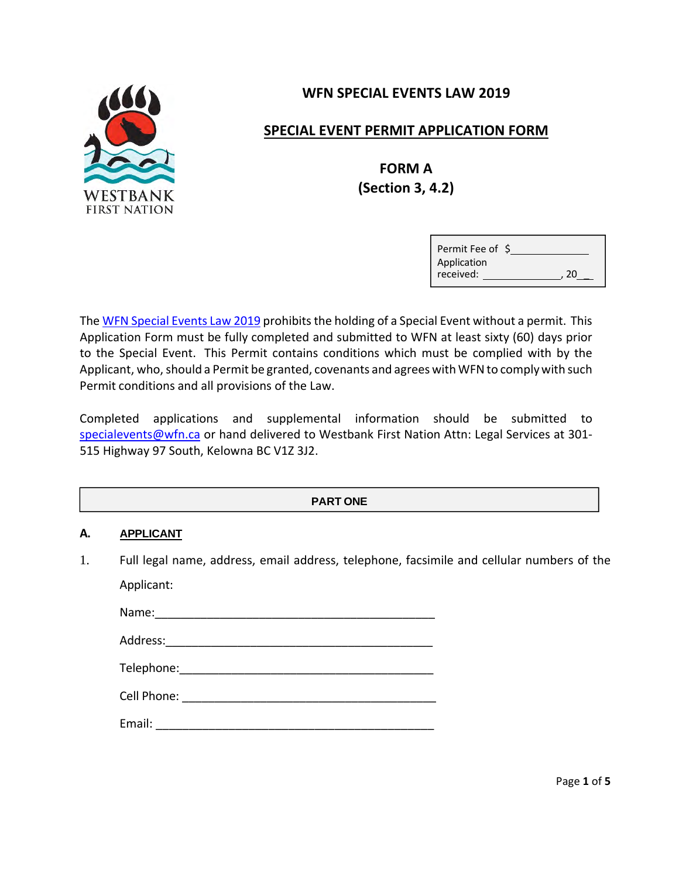WESTBANK
FIRST NATION

# WFN SPECIAL EVENTS LAW 2019

## SPECIAL EVENT PERMIT APPLICATION FORM

## FORM A
## (Section 3, 4.2)

| Permit Fee of $_____________ |
|---|
| Application received: _______________, 20__ |

The WFN Special Events Law 2019 prohibits the holding of a Special Event without a permit. This Application Form must be fully completed and submitted to WFN at least sixty (60) days prior to the Special Event. This Permit contains conditions which must be complied with by the Applicant, who, should a Permit be granted, covenants and agrees with WFN to comply with such Permit conditions and all provisions of the Law.

Completed applications and supplemental information should be submitted to specialevents@wfn.ca or hand delivered to Westbank First Nation Attn: Legal Services at 301-515 Highway 97 South, Kelowna BC V1Z 3J2.

| PART ONE |
|---|

**A. APPLICANT**

1. Full legal name, address, email address, telephone, facsimile and cellular numbers of the Applicant:

   Name:_____________________________________________

   Address:___________________________________________

   Telephone:_________________________________________

   Cell Phone: ________________________________________

   Email: ____________________________________________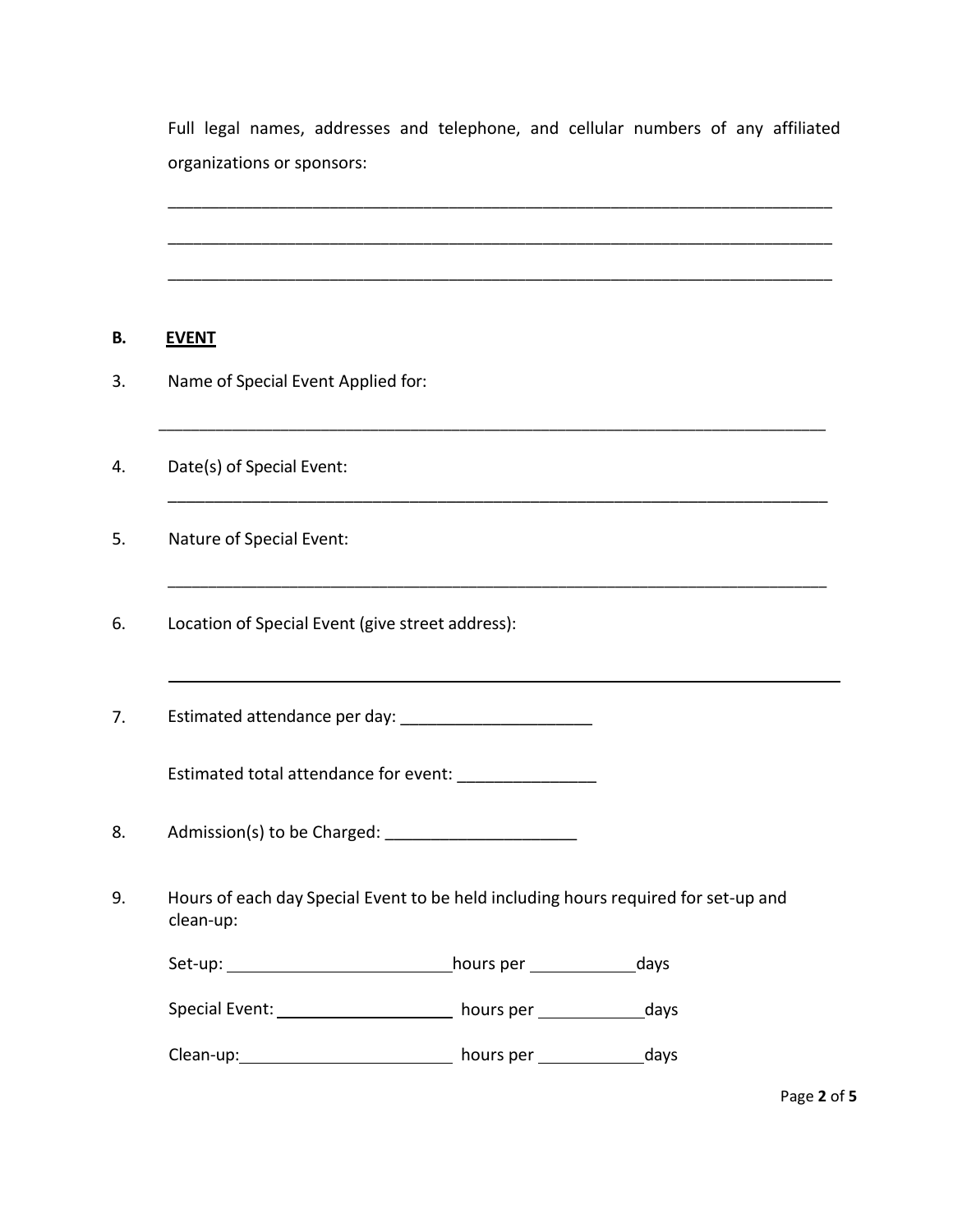Full legal names, addresses and telephone, and cellular numbers of any affiliated organizations or sponsors:

___________________________________________________________________________

___________________________________________________________________________

___________________________________________________________________________

**B. <u>EVENT</u>**

3. Name of Special Event Applied for:

___________________________________________________________________________

4. Date(s) of Special Event:

___________________________________________________________________________

5. Nature of Special Event:

___________________________________________________________________________

6. Location of Special Event (give street address):

___________________________________________________________________________

7. Estimated attendance per day: ____________________

   Estimated total attendance for event: _______________

8. Admission(s) to be Charged: ____________________

9. Hours of each day Special Event to be held including hours required for set-up and clean-up:

   Set-up: ________________________ hours per ___________ days

   Special Event: ___________________ hours per ___________ days

   Clean-up: _______________________ hours per ___________ days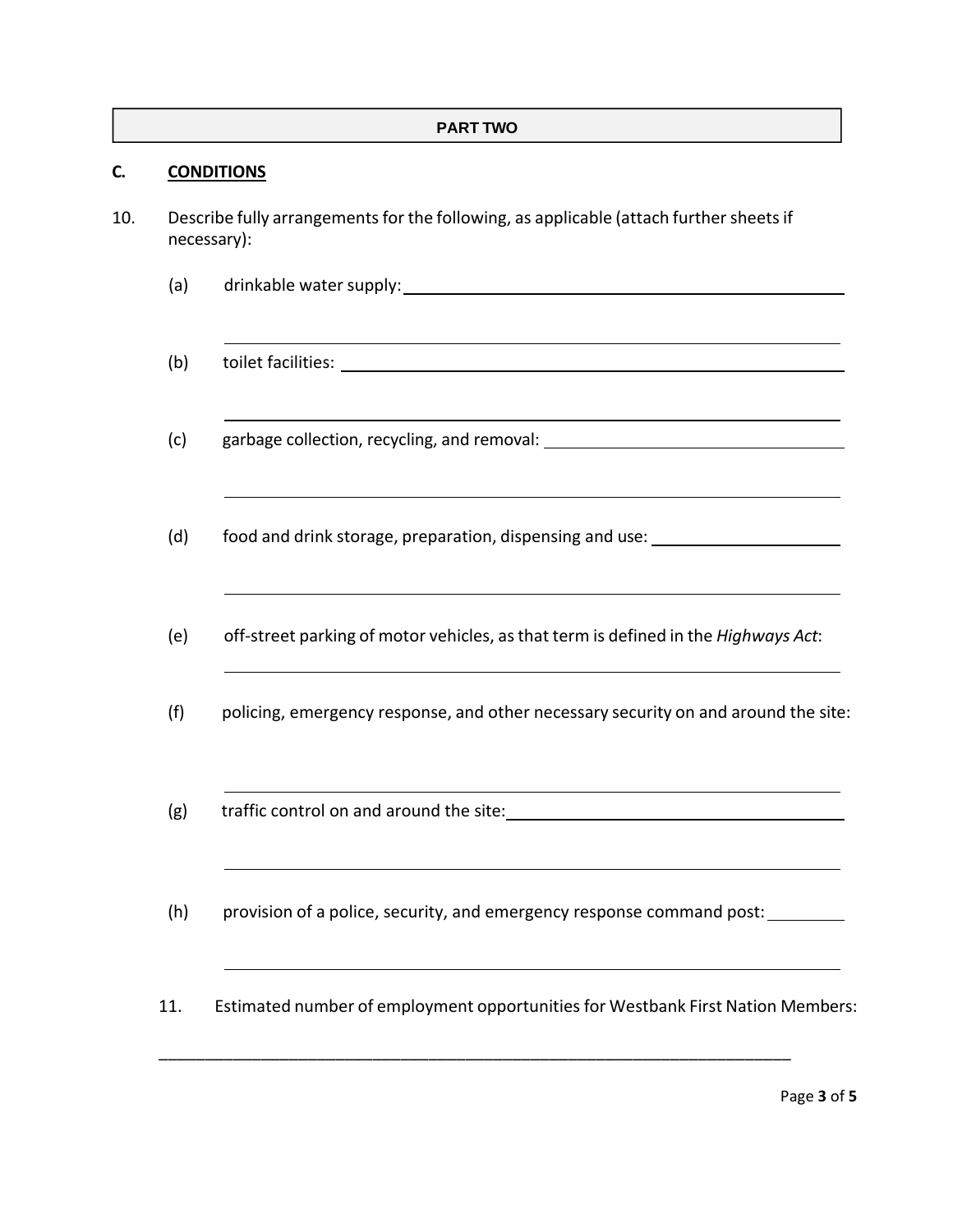**PART TWO**

## C. CONDITIONS

10. Describe fully arrangements for the following, as applicable (attach further sheets if necessary):

    (a) drinkable water supply: ______________________________________________

    ______________________________________________

    (b) toilet facilities: ______________________________________________

    ______________________________________________

    (c) garbage collection, recycling, and removal: ______________________________

    ______________________________________________

    (d) food and drink storage, preparation, dispensing and use: ____________________

    ______________________________________________

    (e) off-street parking of motor vehicles, as that term is defined in the *Highways Act*:

    ______________________________________________

    (f) policing, emergency response, and other necessary security on and around the site:

    ______________________________________________

    (g) traffic control on and around the site: ______________________________________

    ______________________________________________

    (h) provision of a police, security, and emergency response command post: ________

    ______________________________________________

11. Estimated number of employment opportunities for Westbank First Nation Members:

______________________________________________________________________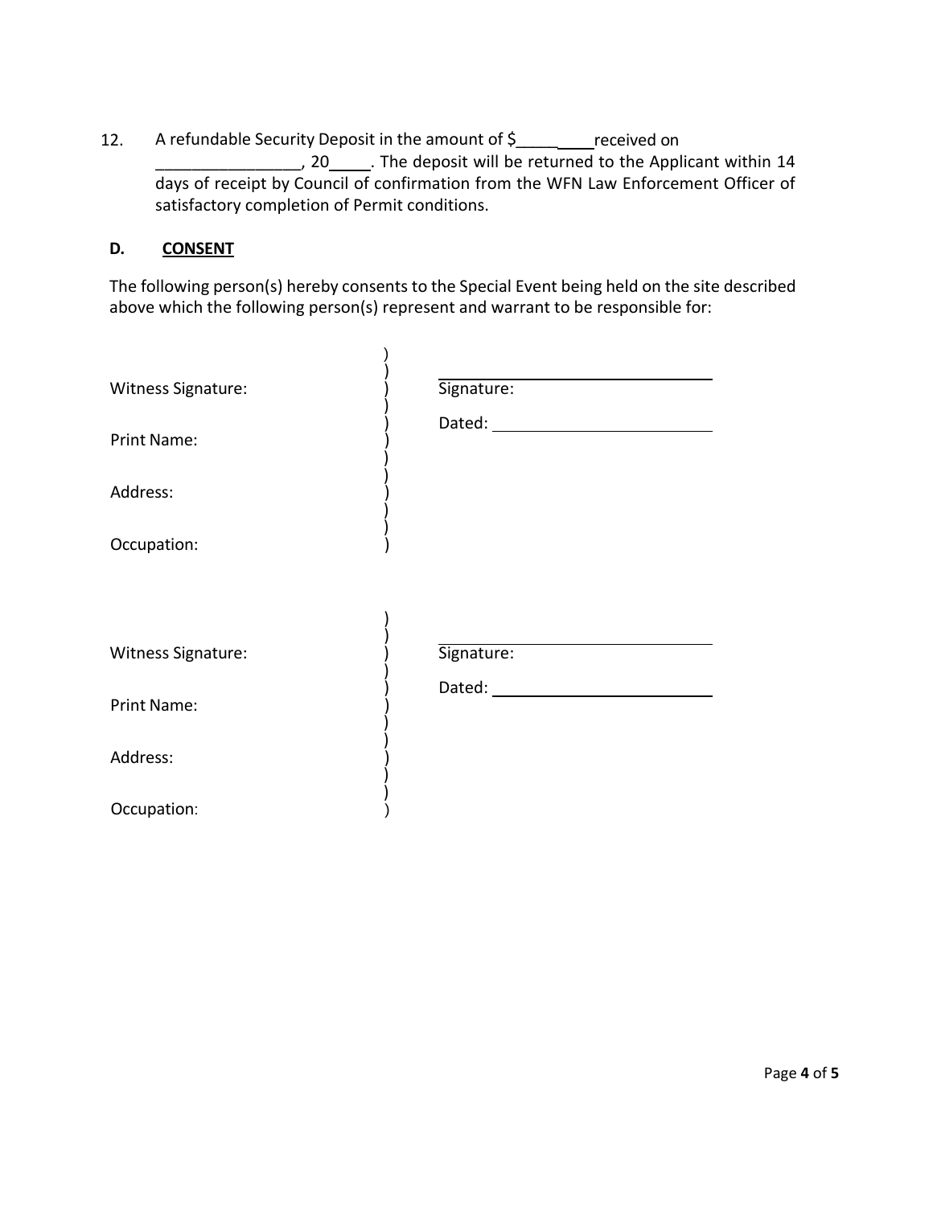12. A refundable Security Deposit in the amount of $_________ received on ________________, 20_____. The deposit will be returned to the Applicant within 14 days of receipt by Council of confirmation from the WFN Law Enforcement Officer of satisfactory completion of Permit conditions.

**D. CONSENT**

The following person(s) hereby consents to the Special Event being held on the site described above which the following person(s) represent and warrant to be responsible for:

| | | |
|---|---|---|
| Witness Signature: | ) | ______________________________ Signature: |
| Print Name: | ) | Dated: ______________________ |
| Address: | ) | |
| Occupation: | ) | |

| | | |
|---|---|---|
| Witness Signature: | ) | ______________________________ Signature: |
| Print Name: | ) | Dated: ______________________ |
| Address: | ) | |
| Occupation: | ) | |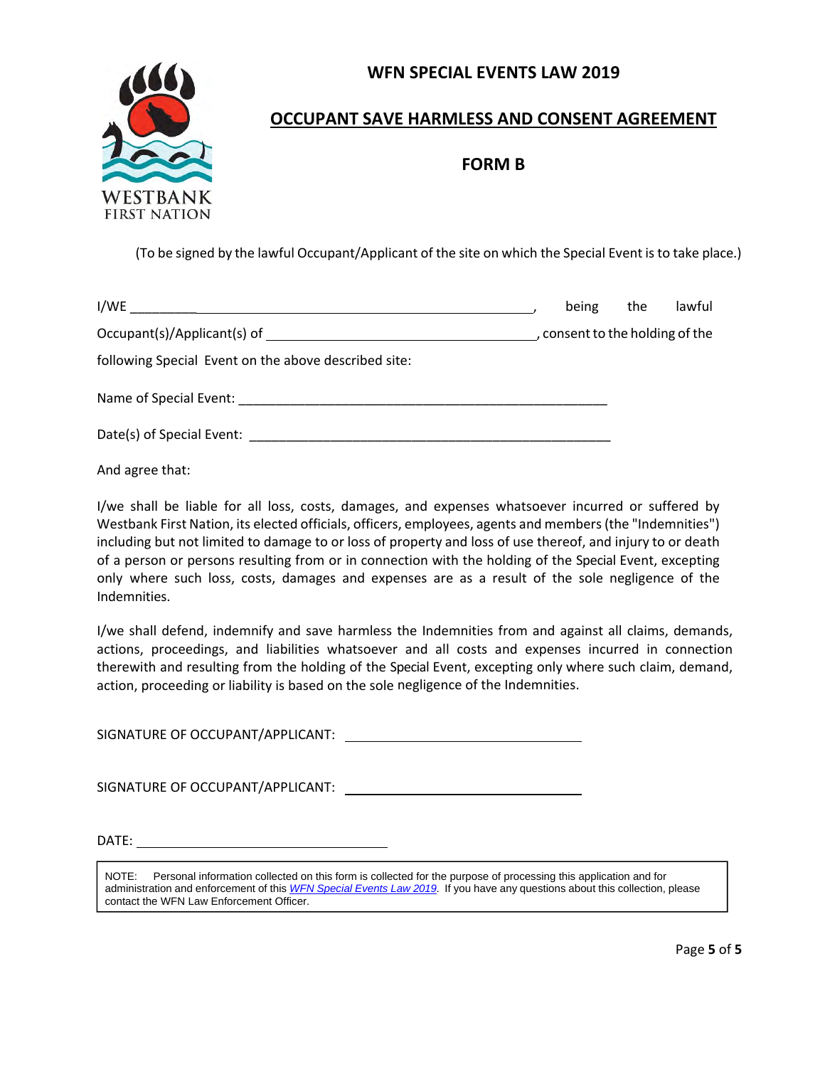# WFN SPECIAL EVENTS LAW 2019

## OCCUPANT SAVE HARMLESS AND CONSENT AGREEMENT

### FORM B

WESTBANK FIRST NATION

(To be signed by the lawful Occupant/Applicant of the site on which the Special Event is to take place.)

I/WE ______________________________________________________________, being the lawful Occupant(s)/Applicant(s) of ____________________________________________, consent to the holding of the following Special Event on the above described site:

Name of Special Event: ____________________________________________________

Date(s) of Special Event: ____________________________________________________

And agree that:

I/we shall be liable for all loss, costs, damages, and expenses whatsoever incurred or suffered by Westbank First Nation, its elected officials, officers, employees, agents and members (the "Indemnities") including but not limited to damage to or loss of property and loss of use thereof, and injury to or death of a person or persons resulting from or in connection with the holding of the Special Event, excepting only where such loss, costs, damages and expenses are as a result of the sole negligence of the Indemnities.

I/we shall defend, indemnify and save harmless the Indemnities from and against all claims, demands, actions, proceedings, and liabilities whatsoever and all costs and expenses incurred in connection therewith and resulting from the holding of the Special Event, excepting only where such claim, demand, action, proceeding or liability is based on the sole negligence of the Indemnities.

SIGNATURE OF OCCUPANT/APPLICANT: ________________________________

SIGNATURE OF OCCUPANT/APPLICANT: ________________________________

DATE: ________________________________

NOTE: Personal information collected on this form is collected for the purpose of processing this application and for administration and enforcement of this *WFN Special Events Law 2019*. If you have any questions about this collection, please contact the WFN Law Enforcement Officer.